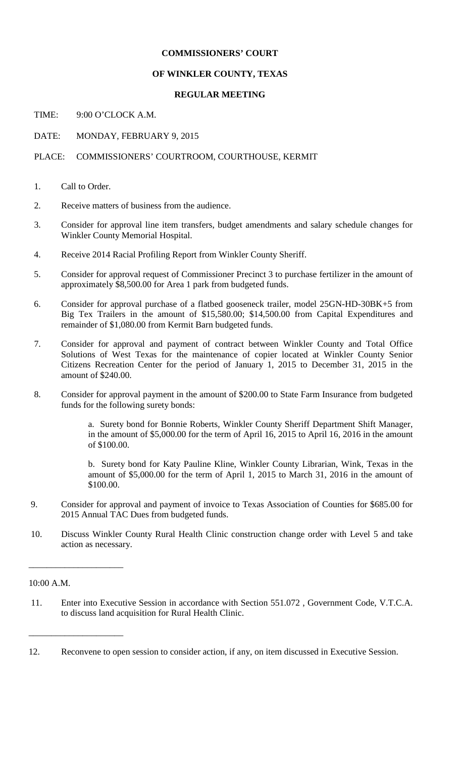**COMMISSIONERS' COURT**

**OF WINKLER COUNTY, TEXAS**

**REGULAR MEETING**

TIME: 9:00 O'CLOCK A.M.

DATE: MONDAY, FEBRUARY 9, 2015

PLACE: COMMISSIONERS' COURTROOM, COURTHOUSE, KERMIT

1. Call to Order.

2. Receive matters of business from the audience.

3. Consider for approval line item transfers, budget amendments and salary schedule changes for Winkler County Memorial Hospital.

4. Receive 2014 Racial Profiling Report from Winkler County Sheriff.

5. Consider for approval request of Commissioner Precinct 3 to purchase fertilizer in the amount of approximately $8,500.00 for Area 1 park from budgeted funds.

6. Consider for approval purchase of a flatbed gooseneck trailer, model 25GN-HD-30BK+5 from Big Tex Trailers in the amount of $15,580.00; $14,500.00 from Capital Expenditures and remainder of $1,080.00 from Kermit Barn budgeted funds.

7. Consider for approval and payment of contract between Winkler County and Total Office Solutions of West Texas for the maintenance of copier located at Winkler County Senior Citizens Recreation Center for the period of January 1, 2015 to December 31, 2015 in the amount of $240.00.

8. Consider for approval payment in the amount of $200.00 to State Farm Insurance from budgeted funds for the following surety bonds:

   a. Surety bond for Bonnie Roberts, Winkler County Sheriff Department Shift Manager, in the amount of $5,000.00 for the term of April 16, 2015 to April 16, 2016 in the amount of $100.00.

   b. Surety bond for Katy Pauline Kline, Winkler County Librarian, Wink, Texas in the amount of $5,000.00 for the term of April 1, 2015 to March 31, 2016 in the amount of $100.00.

9. Consider for approval and payment of invoice to Texas Association of Counties for $685.00 for 2015 Annual TAC Dues from budgeted funds.

10. Discuss Winkler County Rural Health Clinic construction change order with Level 5 and take action as necessary.

---

10:00 A.M.

11. Enter into Executive Session in accordance with Section 551.072 , Government Code, V.T.C.A. to discuss land acquisition for Rural Health Clinic.

---

12. Reconvene to open session to consider action, if any, on item discussed in Executive Session.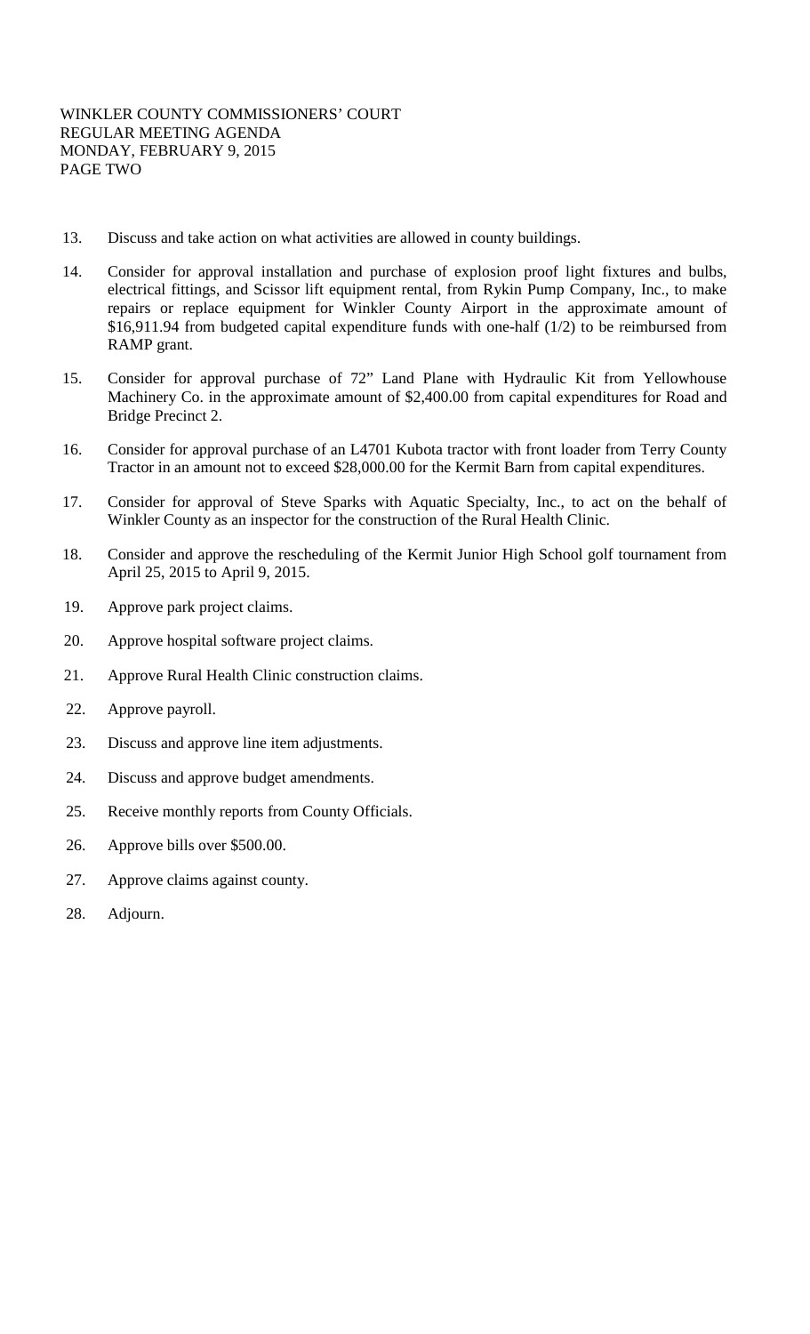13. Discuss and take action on what activities are allowed in county buildings.

14. Consider for approval installation and purchase of explosion proof light fixtures and bulbs, electrical fittings, and Scissor lift equipment rental, from Rykin Pump Company, Inc., to make repairs or replace equipment for Winkler County Airport in the approximate amount of $16,911.94 from budgeted capital expenditure funds with one-half (1/2) to be reimbursed from RAMP grant.

15. Consider for approval purchase of 72" Land Plane with Hydraulic Kit from Yellowhouse Machinery Co. in the approximate amount of $2,400.00 from capital expenditures for Road and Bridge Precinct 2.

16. Consider for approval purchase of an L4701 Kubota tractor with front loader from Terry County Tractor in an amount not to exceed $28,000.00 for the Kermit Barn from capital expenditures.

17. Consider for approval of Steve Sparks with Aquatic Specialty, Inc., to act on the behalf of Winkler County as an inspector for the construction of the Rural Health Clinic.

18. Consider and approve the rescheduling of the Kermit Junior High School golf tournament from April 25, 2015 to April 9, 2015.

19. Approve park project claims.

20. Approve hospital software project claims.

21. Approve Rural Health Clinic construction claims.

22. Approve payroll.

23. Discuss and approve line item adjustments.

24. Discuss and approve budget amendments.

25. Receive monthly reports from County Officials.

26. Approve bills over $500.00.

27. Approve claims against county.

28. Adjourn.